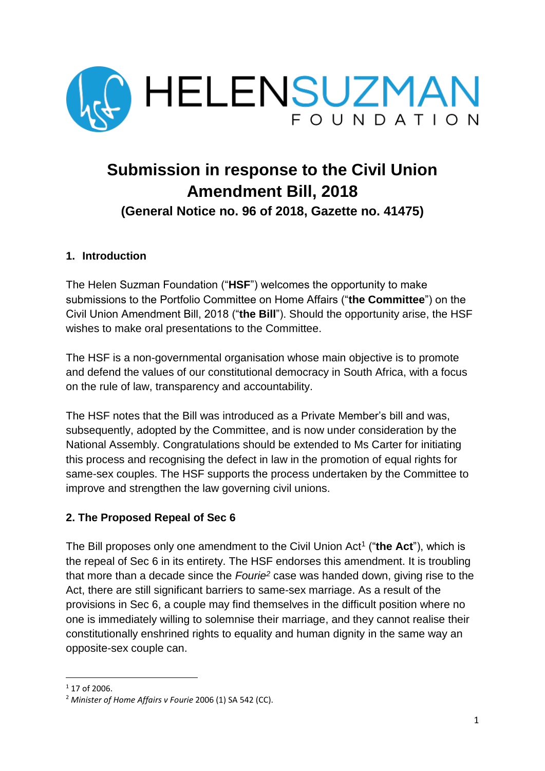HELENSUZMAN FOUNDATION

# Submission in response to the Civil Union Amendment Bill, 2018

### (General Notice no. 96 of 2018, Gazette no. 41475)

## 1. Introduction

The Helen Suzman Foundation ("**HSF**") welcomes the opportunity to make submissions to the Portfolio Committee on Home Affairs ("**the Committee**") on the Civil Union Amendment Bill, 2018 ("**the Bill**"). Should the opportunity arise, the HSF wishes to make oral presentations to the Committee.

The HSF is a non-governmental organisation whose main objective is to promote and defend the values of our constitutional democracy in South Africa, with a focus on the rule of law, transparency and accountability.

The HSF notes that the Bill was introduced as a Private Member's bill and was, subsequently, adopted by the Committee, and is now under consideration by the National Assembly. Congratulations should be extended to Ms Carter for initiating this process and recognising the defect in law in the promotion of equal rights for same-sex couples. The HSF supports the process undertaken by the Committee to improve and strengthen the law governing civil unions.

## 2. The Proposed Repeal of Sec 6

The Bill proposes only one amendment to the Civil Union Act[1] ("**the Act**"), which is the repeal of Sec 6 in its entirety. The HSF endorses this amendment. It is troubling that more than a decade since the *Fourie*[2] case was handed down, giving rise to the Act, there are still significant barriers to same-sex marriage. As a result of the provisions in Sec 6, a couple may find themselves in the difficult position where no one is immediately willing to solemnise their marriage, and they cannot realise their constitutionally enshrined rights to equality and human dignity in the same way an opposite-sex couple can.

[1] 17 of 2006.

[2] *Minister of Home Affairs v Fourie* 2006 (1) SA 542 (CC).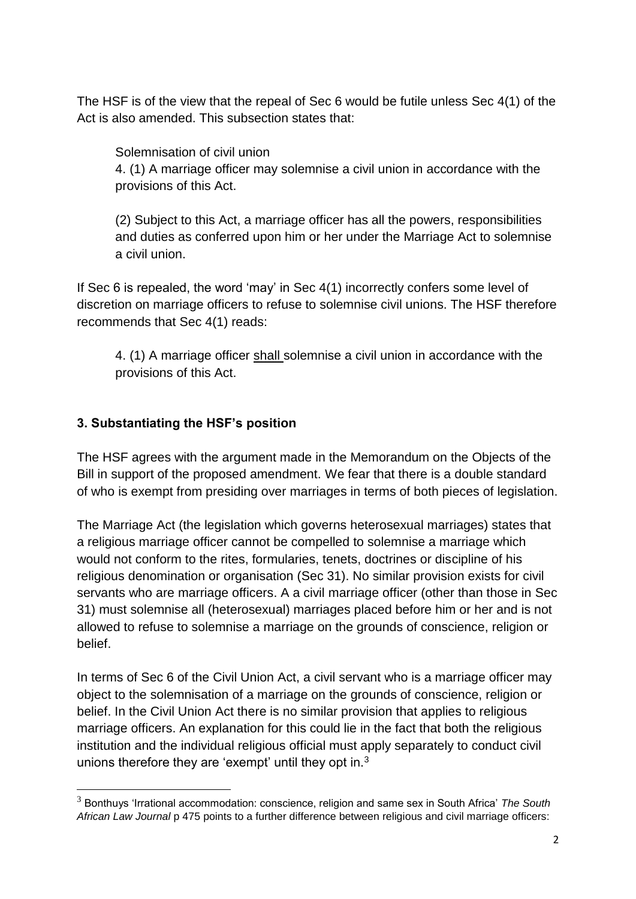The HSF is of the view that the repeal of Sec 6 would be futile unless Sec 4(1) of the Act is also amended. This subsection states that:

> Solemnisation of civil union
>
> 4. (1) A marriage officer may solemnise a civil union in accordance with the provisions of this Act.
>
> (2) Subject to this Act, a marriage officer has all the powers, responsibilities and duties as conferred upon him or her under the Marriage Act to solemnise a civil union.

If Sec 6 is repealed, the word 'may' in Sec 4(1) incorrectly confers some level of discretion on marriage officers to refuse to solemnise civil unions. The HSF therefore recommends that Sec 4(1) reads:

> 4. (1) A marriage officer <u>shall</u> solemnise a civil union in accordance with the provisions of this Act.

### 3. Substantiating the HSF's position

The HSF agrees with the argument made in the Memorandum on the Objects of the Bill in support of the proposed amendment. We fear that there is a double standard of who is exempt from presiding over marriages in terms of both pieces of legislation.

The Marriage Act (the legislation which governs heterosexual marriages) states that a religious marriage officer cannot be compelled to solemnise a marriage which would not conform to the rites, formularies, tenets, doctrines or discipline of his religious denomination or organisation (Sec 31). No similar provision exists for civil servants who are marriage officers. A a civil marriage officer (other than those in Sec 31) must solemnise all (heterosexual) marriages placed before him or her and is not allowed to refuse to solemnise a marriage on the grounds of conscience, religion or belief.

In terms of Sec 6 of the Civil Union Act, a civil servant who is a marriage officer may object to the solemnisation of a marriage on the grounds of conscience, religion or belief. In the Civil Union Act there is no similar provision that applies to religious marriage officers. An explanation for this could lie in the fact that both the religious institution and the individual religious official must apply separately to conduct civil unions therefore they are 'exempt' until they opt in.[3]

---

[3] Bonthuys 'Irrational accommodation: conscience, religion and same sex in South Africa' *The South African Law Journal* p 475 points to a further difference between religious and civil marriage officers: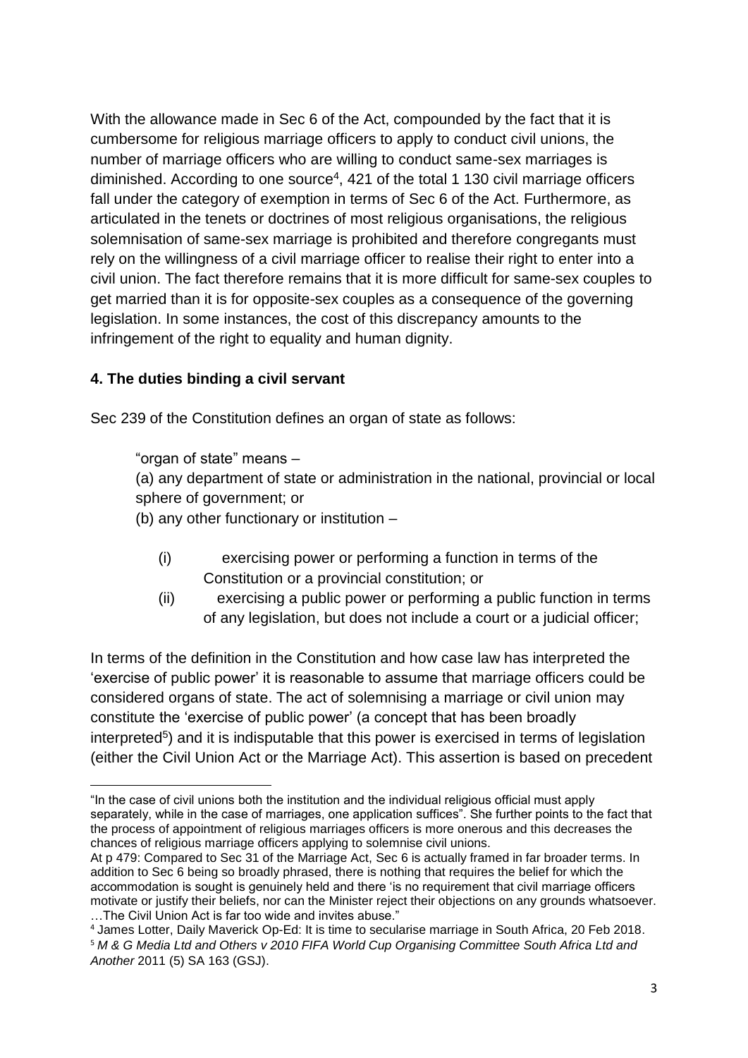With the allowance made in Sec 6 of the Act, compounded by the fact that it is cumbersome for religious marriage officers to apply to conduct civil unions, the number of marriage officers who are willing to conduct same-sex marriages is diminished. According to one source[4], 421 of the total 1 130 civil marriage officers fall under the category of exemption in terms of Sec 6 of the Act. Furthermore, as articulated in the tenets or doctrines of most religious organisations, the religious solemnisation of same-sex marriage is prohibited and therefore congregants must rely on the willingness of a civil marriage officer to realise their right to enter into a civil union. The fact therefore remains that it is more difficult for same-sex couples to get married than it is for opposite-sex couples as a consequence of the governing legislation. In some instances, the cost of this discrepancy amounts to the infringement of the right to equality and human dignity.

## 4. The duties binding a civil servant

Sec 239 of the Constitution defines an organ of state as follows:

> "organ of state" means –
>
> (a) any department of state or administration in the national, provincial or local sphere of government; or
>
> (b) any other functionary or institution –
>
> (i) exercising power or performing a function in terms of the Constitution or a provincial constitution; or
>
> (ii) exercising a public power or performing a public function in terms of any legislation, but does not include a court or a judicial officer;

In terms of the definition in the Constitution and how case law has interpreted the 'exercise of public power' it is reasonable to assume that marriage officers could be considered organs of state. The act of solemnising a marriage or civil union may constitute the 'exercise of public power' (a concept that has been broadly interpreted[5]) and it is indisputable that this power is exercised in terms of legislation (either the Civil Union Act or the Marriage Act). This assertion is based on precedent

---

"In the case of civil unions both the institution and the individual religious official must apply separately, while in the case of marriages, one application suffices". She further points to the fact that the process of appointment of religious marriages officers is more onerous and this decreases the chances of religious marriage officers applying to solemnise civil unions.

At p 479: Compared to Sec 31 of the Marriage Act, Sec 6 is actually framed in far broader terms. In addition to Sec 6 being so broadly phrased, there is nothing that requires the belief for which the accommodation is sought is genuinely held and there 'is no requirement that civil marriage officers motivate or justify their beliefs, nor can the Minister reject their objections on any grounds whatsoever. …The Civil Union Act is far too wide and invites abuse."

[4] James Lotter, Daily Maverick Op-Ed: It is time to secularise marriage in South Africa, 20 Feb 2018.

[5] *M & G Media Ltd and Others v 2010 FIFA World Cup Organising Committee South Africa Ltd and Another* 2011 (5) SA 163 (GSJ).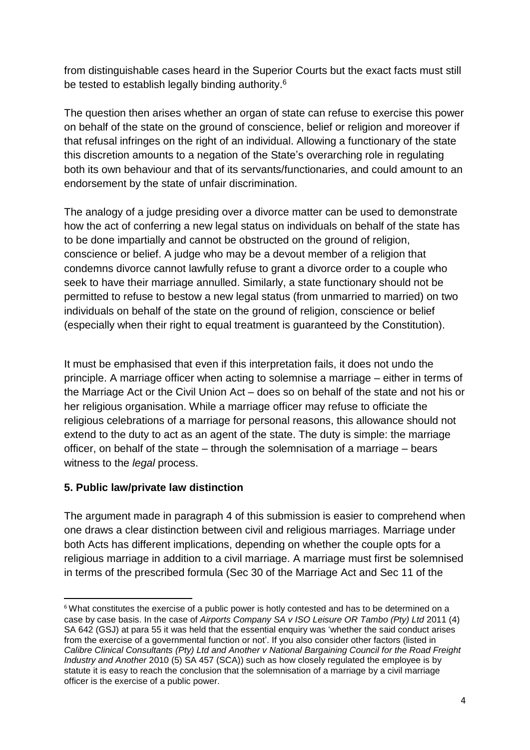from distinguishable cases heard in the Superior Courts but the exact facts must still be tested to establish legally binding authority.[6]

The question then arises whether an organ of state can refuse to exercise this power on behalf of the state on the ground of conscience, belief or religion and moreover if that refusal infringes on the right of an individual. Allowing a functionary of the state this discretion amounts to a negation of the State's overarching role in regulating both its own behaviour and that of its servants/functionaries, and could amount to an endorsement by the state of unfair discrimination.

The analogy of a judge presiding over a divorce matter can be used to demonstrate how the act of conferring a new legal status on individuals on behalf of the state has to be done impartially and cannot be obstructed on the ground of religion, conscience or belief. A judge who may be a devout member of a religion that condemns divorce cannot lawfully refuse to grant a divorce order to a couple who seek to have their marriage annulled. Similarly, a state functionary should not be permitted to refuse to bestow a new legal status (from unmarried to married) on two individuals on behalf of the state on the ground of religion, conscience or belief (especially when their right to equal treatment is guaranteed by the Constitution).

It must be emphasised that even if this interpretation fails, it does not undo the principle. A marriage officer when acting to solemnise a marriage – either in terms of the Marriage Act or the Civil Union Act – does so on behalf of the state and not his or her religious organisation. While a marriage officer may refuse to officiate the religious celebrations of a marriage for personal reasons, this allowance should not extend to the duty to act as an agent of the state. The duty is simple: the marriage officer, on behalf of the state – through the solemnisation of a marriage – bears witness to the *legal* process.

**5. Public law/private law distinction**

The argument made in paragraph 4 of this submission is easier to comprehend when one draws a clear distinction between civil and religious marriages. Marriage under both Acts has different implications, depending on whether the couple opts for a religious marriage in addition to a civil marriage. A marriage must first be solemnised in terms of the prescribed formula (Sec 30 of the Marriage Act and Sec 11 of the

[6] What constitutes the exercise of a public power is hotly contested and has to be determined on a case by case basis. In the case of *Airports Company SA v ISO Leisure OR Tambo (Pty) Ltd* 2011 (4) SA 642 (GSJ) at para 55 it was held that the essential enquiry was 'whether the said conduct arises from the exercise of a governmental function or not'. If you also consider other factors (listed in *Calibre Clinical Consultants (Pty) Ltd and Another v National Bargaining Council for the Road Freight Industry and Another* 2010 (5) SA 457 (SCA)) such as how closely regulated the employee is by statute it is easy to reach the conclusion that the solemnisation of a marriage by a civil marriage officer is the exercise of a public power.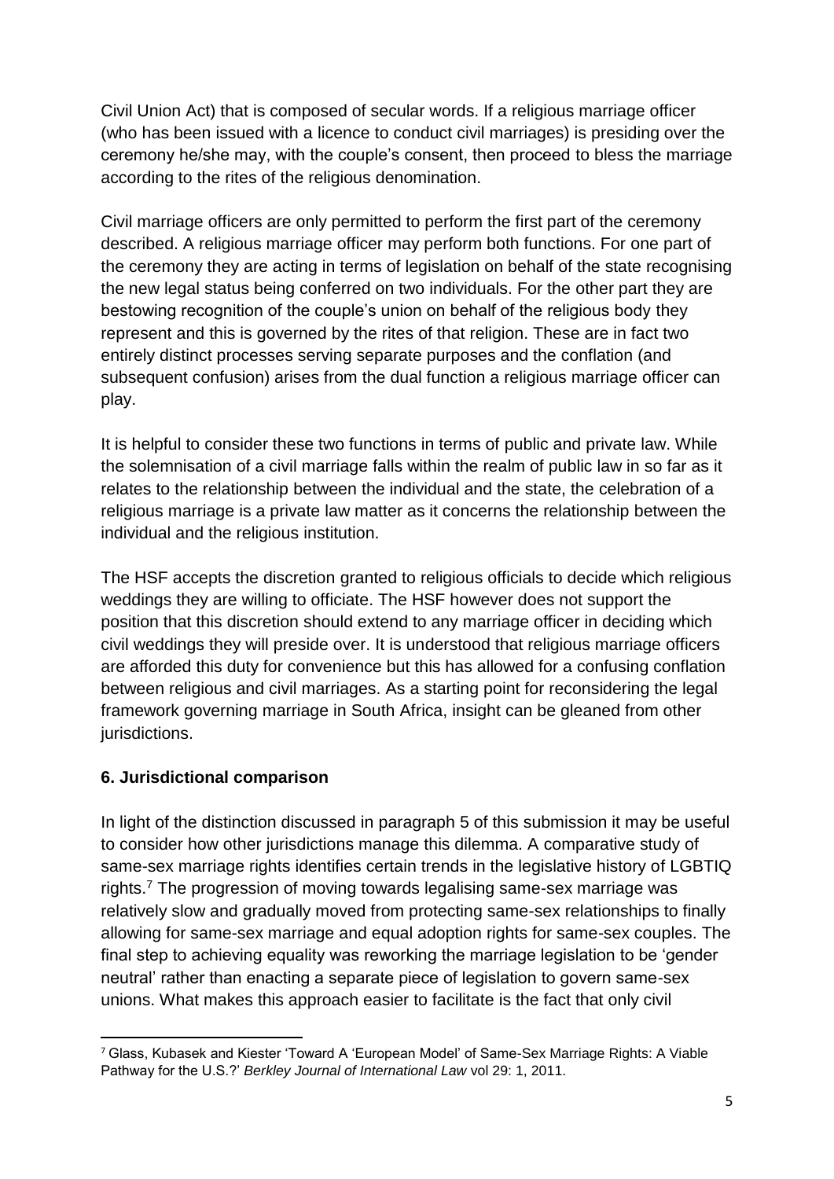Civil Union Act) that is composed of secular words. If a religious marriage officer (who has been issued with a licence to conduct civil marriages) is presiding over the ceremony he/she may, with the couple's consent, then proceed to bless the marriage according to the rites of the religious denomination.

Civil marriage officers are only permitted to perform the first part of the ceremony described. A religious marriage officer may perform both functions. For one part of the ceremony they are acting in terms of legislation on behalf of the state recognising the new legal status being conferred on two individuals. For the other part they are bestowing recognition of the couple's union on behalf of the religious body they represent and this is governed by the rites of that religion. These are in fact two entirely distinct processes serving separate purposes and the conflation (and subsequent confusion) arises from the dual function a religious marriage officer can play.

It is helpful to consider these two functions in terms of public and private law. While the solemnisation of a civil marriage falls within the realm of public law in so far as it relates to the relationship between the individual and the state, the celebration of a religious marriage is a private law matter as it concerns the relationship between the individual and the religious institution.

The HSF accepts the discretion granted to religious officials to decide which religious weddings they are willing to officiate. The HSF however does not support the position that this discretion should extend to any marriage officer in deciding which civil weddings they will preside over. It is understood that religious marriage officers are afforded this duty for convenience but this has allowed for a confusing conflation between religious and civil marriages. As a starting point for reconsidering the legal framework governing marriage in South Africa, insight can be gleaned from other jurisdictions.

## 6. Jurisdictional comparison

In light of the distinction discussed in paragraph 5 of this submission it may be useful to consider how other jurisdictions manage this dilemma. A comparative study of same-sex marriage rights identifies certain trends in the legislative history of LGBTIQ rights.[7] The progression of moving towards legalising same-sex marriage was relatively slow and gradually moved from protecting same-sex relationships to finally allowing for same-sex marriage and equal adoption rights for same-sex couples. The final step to achieving equality was reworking the marriage legislation to be 'gender neutral' rather than enacting a separate piece of legislation to govern same-sex unions. What makes this approach easier to facilitate is the fact that only civil

---

[7] Glass, Kubasek and Kiester 'Toward A 'European Model' of Same-Sex Marriage Rights: A Viable Pathway for the U.S.?' *Berkley Journal of International Law* vol 29: 1, 2011.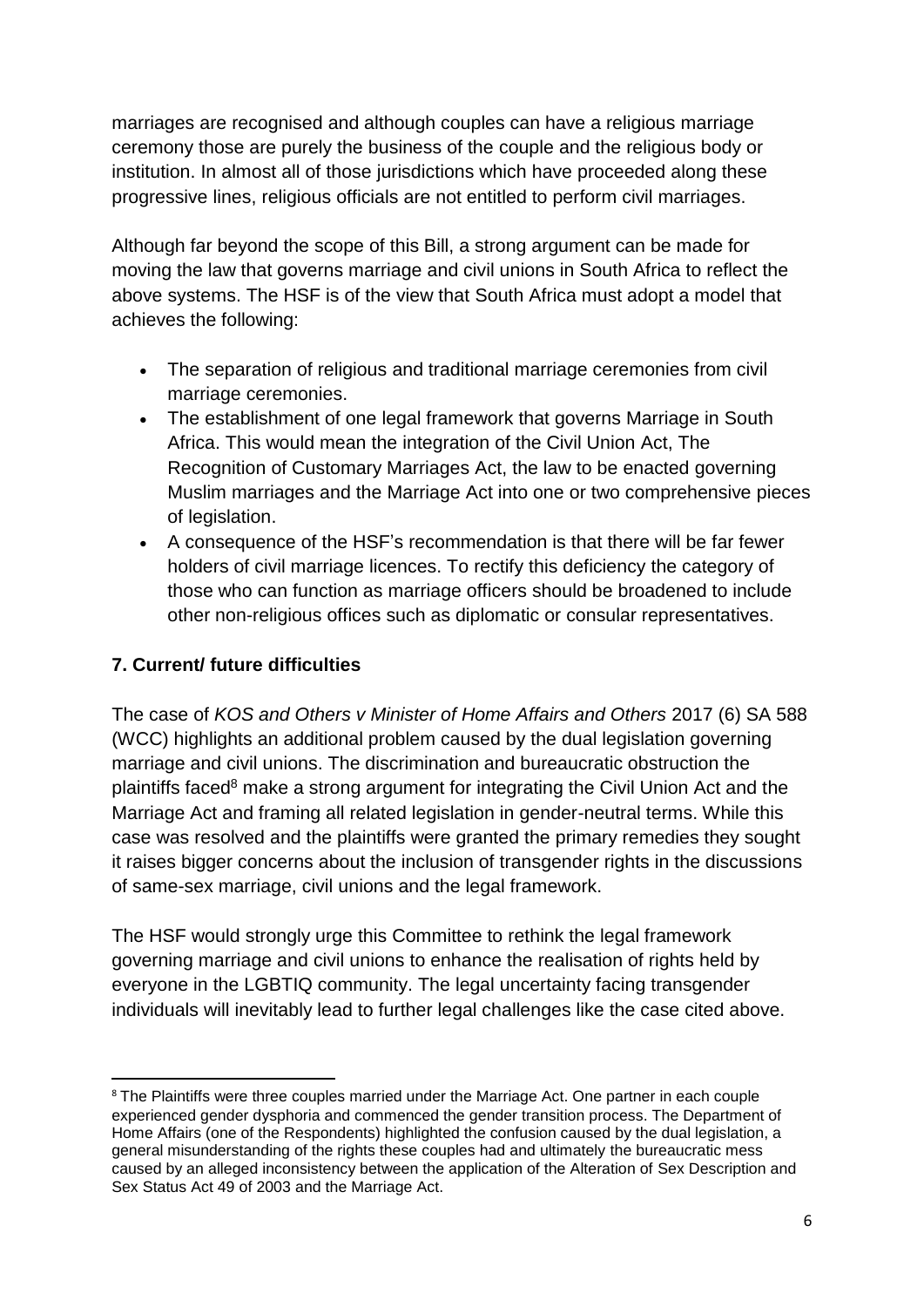marriages are recognised and although couples can have a religious marriage ceremony those are purely the business of the couple and the religious body or institution. In almost all of those jurisdictions which have proceeded along these progressive lines, religious officials are not entitled to perform civil marriages.

Although far beyond the scope of this Bill, a strong argument can be made for moving the law that governs marriage and civil unions in South Africa to reflect the above systems. The HSF is of the view that South Africa must adopt a model that achieves the following:

- The separation of religious and traditional marriage ceremonies from civil marriage ceremonies.
- The establishment of one legal framework that governs Marriage in South Africa. This would mean the integration of the Civil Union Act, The Recognition of Customary Marriages Act, the law to be enacted governing Muslim marriages and the Marriage Act into one or two comprehensive pieces of legislation.
- A consequence of the HSF's recommendation is that there will be far fewer holders of civil marriage licences. To rectify this deficiency the category of those who can function as marriage officers should be broadened to include other non-religious offices such as diplomatic or consular representatives.

## 7. Current/ future difficulties

The case of *KOS and Others v Minister of Home Affairs and Others* 2017 (6) SA 588 (WCC) highlights an additional problem caused by the dual legislation governing marriage and civil unions. The discrimination and bureaucratic obstruction the plaintiffs faced[8] make a strong argument for integrating the Civil Union Act and the Marriage Act and framing all related legislation in gender-neutral terms. While this case was resolved and the plaintiffs were granted the primary remedies they sought it raises bigger concerns about the inclusion of transgender rights in the discussions of same-sex marriage, civil unions and the legal framework.

The HSF would strongly urge this Committee to rethink the legal framework governing marriage and civil unions to enhance the realisation of rights held by everyone in the LGBTIQ community. The legal uncertainty facing transgender individuals will inevitably lead to further legal challenges like the case cited above.

[8] The Plaintiffs were three couples married under the Marriage Act. One partner in each couple experienced gender dysphoria and commenced the gender transition process. The Department of Home Affairs (one of the Respondents) highlighted the confusion caused by the dual legislation, a general misunderstanding of the rights these couples had and ultimately the bureaucratic mess caused by an alleged inconsistency between the application of the Alteration of Sex Description and Sex Status Act 49 of 2003 and the Marriage Act.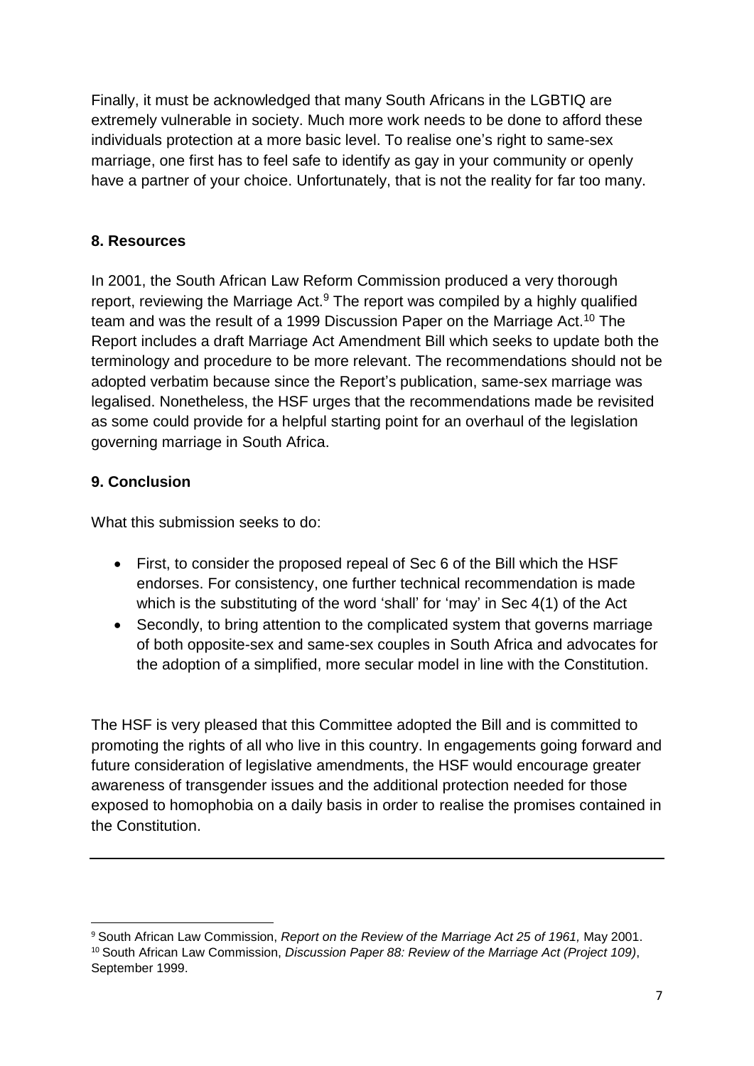Finally, it must be acknowledged that many South Africans in the LGBTIQ are extremely vulnerable in society. Much more work needs to be done to afford these individuals protection at a more basic level. To realise one's right to same-sex marriage, one first has to feel safe to identify as gay in your community or openly have a partner of your choice. Unfortunately, that is not the reality for far too many.

## 8. Resources

In 2001, the South African Law Reform Commission produced a very thorough report, reviewing the Marriage Act.[9] The report was compiled by a highly qualified team and was the result of a 1999 Discussion Paper on the Marriage Act.[10] The Report includes a draft Marriage Act Amendment Bill which seeks to update both the terminology and procedure to be more relevant. The recommendations should not be adopted verbatim because since the Report's publication, same-sex marriage was legalised. Nonetheless, the HSF urges that the recommendations made be revisited as some could provide for a helpful starting point for an overhaul of the legislation governing marriage in South Africa.

## 9. Conclusion

What this submission seeks to do:

- First, to consider the proposed repeal of Sec 6 of the Bill which the HSF endorses. For consistency, one further technical recommendation is made which is the substituting of the word 'shall' for 'may' in Sec 4(1) of the Act
- Secondly, to bring attention to the complicated system that governs marriage of both opposite-sex and same-sex couples in South Africa and advocates for the adoption of a simplified, more secular model in line with the Constitution.

The HSF is very pleased that this Committee adopted the Bill and is committed to promoting the rights of all who live in this country. In engagements going forward and future consideration of legislative amendments, the HSF would encourage greater awareness of transgender issues and the additional protection needed for those exposed to homophobia on a daily basis in order to realise the promises contained in the Constitution.

---

[9] South African Law Commission, *Report on the Review of the Marriage Act 25 of 1961,* May 2001.

[10] South African Law Commission, *Discussion Paper 88: Review of the Marriage Act (Project 109)*, September 1999.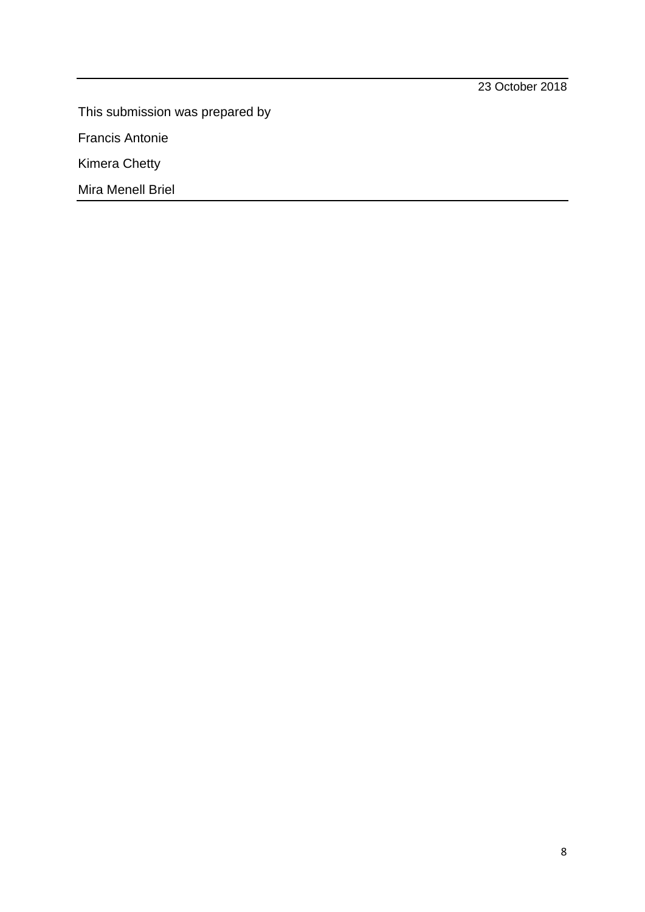23 October 2018

This submission was prepared by

Francis Antonie

Kimera Chetty

Mira Menell Briel